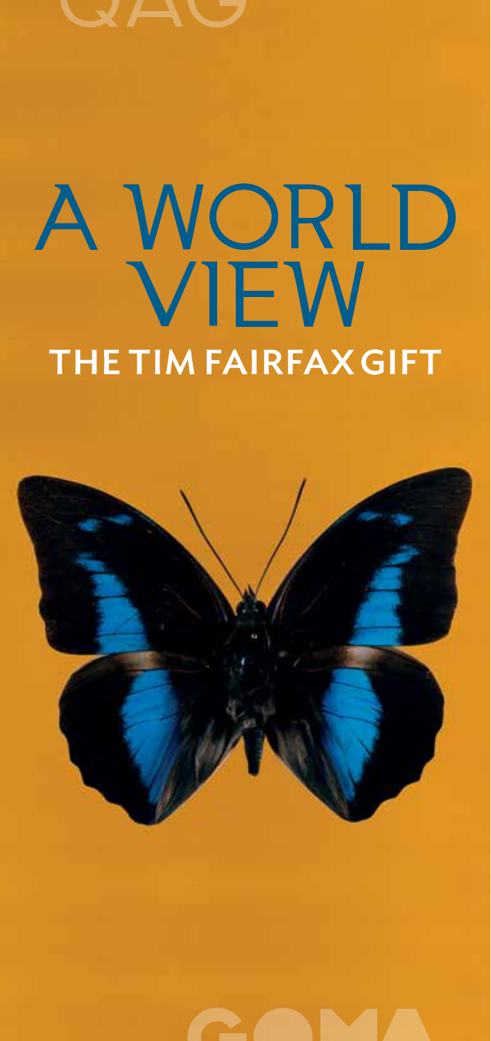QAG

# A WORLD VIEW

## THE TIM FAIRFAX GIFT

GOMA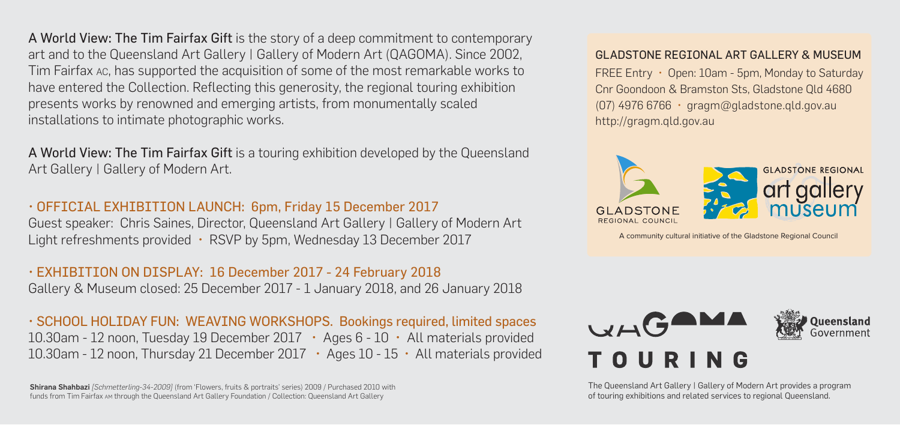**A World View: The Tim Fairfax Gift** is the story of a deep commitment to contemporary art and to the Queensland Art Gallery | Gallery of Modern Art (QAGOMA). Since 2002, Tim Fairfax AC, has supported the acquisition of some of the most remarkable works to have entered the Collection. Reflecting this generosity, the regional touring exhibition presents works by renowned and emerging artists, from monumentally scaled installations to intimate photographic works.

**A World View: The Tim Fairfax Gift** is a touring exhibition developed by the Queensland Art Gallery | Gallery of Modern Art.

**• OFFICIAL EXHIBITION LAUNCH: 6pm, Friday 15 December 2017**
Guest speaker: Chris Saines, Director, Queensland Art Gallery | Gallery of Modern Art
Light refreshments provided • RSVP by 5pm, Wednesday 13 December 2017

**• EXHIBITION ON DISPLAY: 16 December 2017 - 24 February 2018**
Gallery & Museum closed: 25 December 2017 - 1 January 2018, and 26 January 2018

**• SCHOOL HOLIDAY FUN: WEAVING WORKSHOPS. Bookings required, limited spaces**
10.30am - 12 noon, Tuesday 19 December 2017 • Ages 6 - 10 • All materials provided
10.30am - 12 noon, Thursday 21 December 2017 • Ages 10 - 15 • All materials provided

**Shirana Shahbazi** *[Schmetterling-34-2009]* (from 'Flowers, fruits & portraits' series) 2009 / Purchased 2010 with funds from Tim Fairfax AM through the Queensland Art Gallery Foundation / Collection: Queensland Art Gallery

## GLADSTONE REGIONAL ART GALLERY & MUSEUM

FREE Entry • Open: 10am - 5pm, Monday to Saturday
Cnr Goondoon & Bramston Sts, Gladstone Qld 4680
(07) 4976 6766 • gragm@gladstone.qld.gov.au
http://gragm.qld.gov.au

GLADSTONE REGIONAL COUNCIL

GLADSTONE REGIONAL art gallery museum

A community cultural initiative of the Gladstone Regional Council

QAGOMA TOURING

Queensland Government

The Queensland Art Gallery | Gallery of Modern Art provides a program of touring exhibitions and related services to regional Queensland.